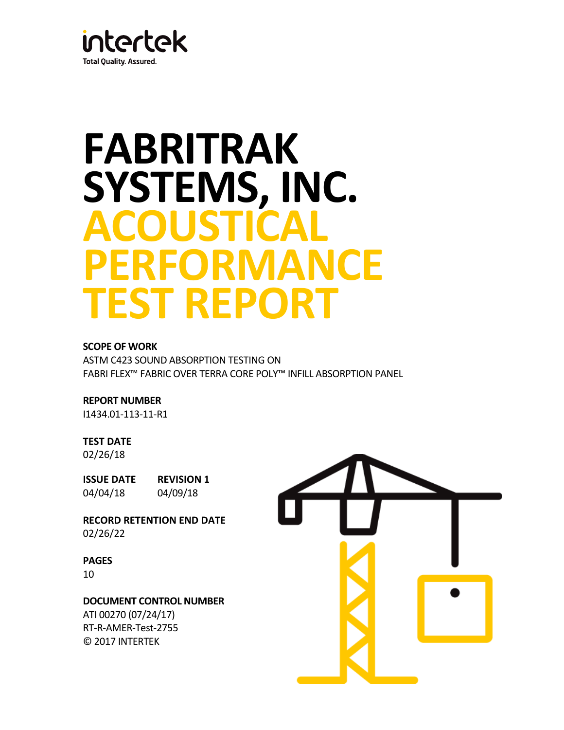intertek

Total Quality. Assured.

# FABRITRAK SYSTEMS, INC.
# ACOUSTICAL PERFORMANCE TEST REPORT

**SCOPE OF WORK**

ASTM C423 SOUND ABSORPTION TESTING ON
FABRI FLEX™ FABRIC OVER TERRA CORE POLY™ INFILL ABSORPTION PANEL

**REPORT NUMBER**

I1434.01-113-11-R1

**TEST DATE**

02/26/18

| **ISSUE DATE** | **REVISION 1** |
|---|---|
| 04/04/18 | 04/09/18 |

**RECORD RETENTION END DATE**

02/26/22

**PAGES**

10

**DOCUMENT CONTROL NUMBER**

ATI 00270 (07/24/17)
RT-R-AMER-Test-2755
© 2017 INTERTEK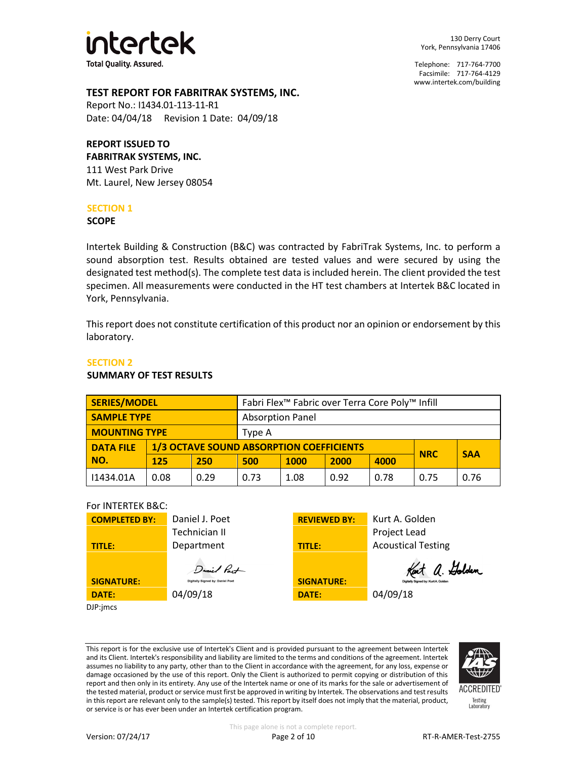intertek

Total Quality. Assured.

130 Derry Court
York, Pennsylvania 17406

Telephone: 717-764-7700
Facsimile: 717-764-4129
www.intertek.com/building

## TEST REPORT FOR FABRITRAK SYSTEMS, INC.

Report No.: I1434.01-113-11-R1
Date: 04/04/18 Revision 1 Date: 04/09/18

**REPORT ISSUED TO**
**FABRITRAK SYSTEMS, INC.**
111 West Park Drive
Mt. Laurel, New Jersey 08054

## SECTION 1

**SCOPE**

Intertek Building & Construction (B&C) was contracted by FabriTrak Systems, Inc. to perform a sound absorption test. Results obtained are tested values and were secured by using the designated test method(s). The complete test data is included herein. The client provided the test specimen. All measurements were conducted in the HT test chambers at Intertek B&C located in York, Pennsylvania.

This report does not constitute certification of this product nor an opinion or endorsement by this laboratory.

## SECTION 2

**SUMMARY OF TEST RESULTS**

| SERIES/MODEL | Fabri Flex™ Fabric over Terra Core Poly™ Infill | | | | | | | |
|---|---|---|---|---|---|---|---|---|
| SAMPLE TYPE | Absorption Panel | | | | | | | |
| MOUNTING TYPE | Type A | | | | | | | |
| DATA FILE NO. | 1/3 OCTAVE SOUND ABSORPTION COEFFICIENTS | | | | | | NRC | SAA |
| | 125 | 250 | 500 | 1000 | 2000 | 4000 | | |
| I1434.01A | 0.08 | 0.29 | 0.73 | 1.08 | 0.92 | 0.78 | 0.75 | 0.76 |

For INTERTEK B&C:

| COMPLETED BY: | Daniel J. Poet | REVIEWED BY: | Kurt A. Golden |
|---|---|---|---|
| TITLE: | Technician II Department | TITLE: | Project Lead Acoustical Testing |
| SIGNATURE: | Digitally Signed by: Daniel Poet | SIGNATURE: | Digitally Signed by: Kurt A. Golden |
| DATE: | 04/09/18 | DATE: | 04/09/18 |

DJP:jmcs

This report is for the exclusive use of Intertek's Client and is provided pursuant to the agreement between Intertek and its Client. Intertek's responsibility and liability are limited to the terms and conditions of the agreement. Intertek assumes no liability to any party, other than to the Client in accordance with the agreement, for any loss, expense or damage occasioned by the use of this report. Only the Client is authorized to permit copying or distribution of this report and then only in its entirety. Any use of the Intertek name or one of its marks for the sale or advertisement of the tested material, product or service must first be approved in writing by Intertek. The observations and test results in this report are relevant only to the sample(s) tested. This report by itself does not imply that the material, product, or service is or has ever been under an Intertek certification program.

IAS ACCREDITED Testing Laboratory

This page alone is not a complete report.

Version: 07/24/17 RT-R-AMER-Test-2755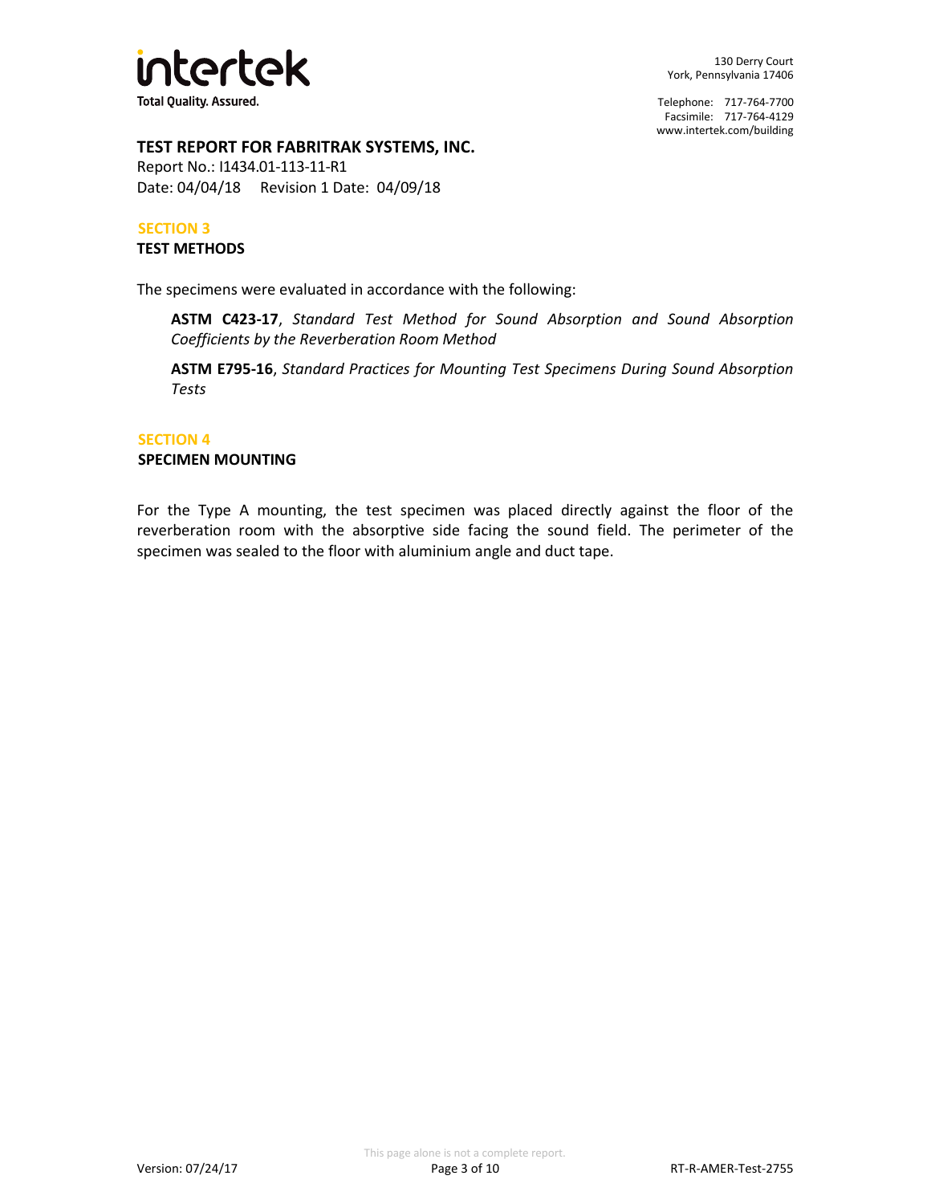## TEST REPORT FOR FABRITRAK SYSTEMS, INC.

Report No.: I1434.01-113-11-R1
Date: 04/04/18 Revision 1 Date: 04/09/18

## SECTION 3

### TEST METHODS

The specimens were evaluated in accordance with the following:

**ASTM C423-17**, *Standard Test Method for Sound Absorption and Sound Absorption Coefficients by the Reverberation Room Method*

**ASTM E795-16**, *Standard Practices for Mounting Test Specimens During Sound Absorption Tests*

## SECTION 4

### SPECIMEN MOUNTING

For the Type A mounting, the test specimen was placed directly against the floor of the reverberation room with the absorptive side facing the sound field. The perimeter of the specimen was sealed to the floor with aluminium angle and duct tape.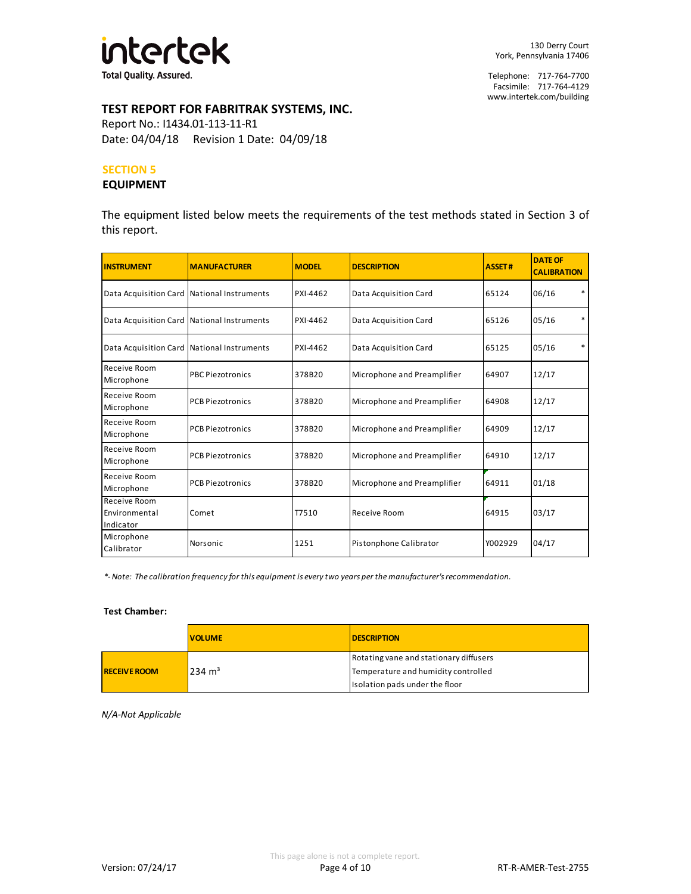## SECTION 5

### EQUIPMENT

The equipment listed below meets the requirements of the test methods stated in Section 3 of this report.

| INSTRUMENT | MANUFACTURER | MODEL | DESCRIPTION | ASSET # | DATE OF CALIBRATION |
|---|---|---|---|---|---|
| Data Acquisition Card | National Instruments | PXI-4462 | Data Acquisition Card | 65124 | 06/16 * |
| Data Acquisition Card | National Instruments | PXI-4462 | Data Acquisition Card | 65126 | 05/16 * |
| Data Acquisition Card | National Instruments | PXI-4462 | Data Acquisition Card | 65125 | 05/16 * |
| Receive Room Microphone | PBC Piezotronics | 378B20 | Microphone and Preamplifier | 64907 | 12/17 |
| Receive Room Microphone | PCB Piezotronics | 378B20 | Microphone and Preamplifier | 64908 | 12/17 |
| Receive Room Microphone | PCB Piezotronics | 378B20 | Microphone and Preamplifier | 64909 | 12/17 |
| Receive Room Microphone | PCB Piezotronics | 378B20 | Microphone and Preamplifier | 64910 | 12/17 |
| Receive Room Microphone | PCB Piezotronics | 378B20 | Microphone and Preamplifier | 64911 | 01/18 |
| Receive Room Environmental Indicator | Comet | T7510 | Receive Room | 64915 | 03/17 |
| Microphone Calibrator | Norsonic | 1251 | Pistonphone Calibrator | Y002929 | 04/17 |

*\*- Note: The calibration frequency for this equipment is every two years per the manufacturer's recommendation.*

**Test Chamber:**

| | VOLUME | DESCRIPTION |
|---|---|---|
| **RECEIVE ROOM** | 234 $m^3$ | Rotating vane and stationary diffusers<br>Temperature and humidity controlled<br>Isolation pads under the floor |

*N/A-Not Applicable*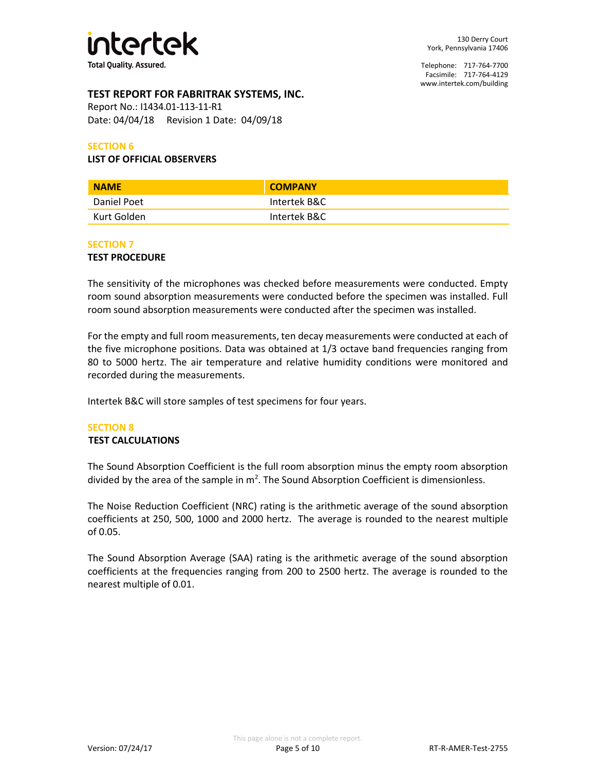## TEST REPORT FOR FABRITRAK SYSTEMS, INC.

Report No.: I1434.01-113-11-R1
Date: 04/04/18 Revision 1 Date: 04/09/18

### SECTION 6
**LIST OF OFFICIAL OBSERVERS**

| NAME | COMPANY |
| --- | --- |
| Daniel Poet | Intertek B&C |
| Kurt Golden | Intertek B&C |

### SECTION 7
**TEST PROCEDURE**

The sensitivity of the microphones was checked before measurements were conducted. Empty room sound absorption measurements were conducted before the specimen was installed. Full room sound absorption measurements were conducted after the specimen was installed.

For the empty and full room measurements, ten decay measurements were conducted at each of the five microphone positions. Data was obtained at 1/3 octave band frequencies ranging from 80 to 5000 hertz. The air temperature and relative humidity conditions were monitored and recorded during the measurements.

Intertek B&C will store samples of test specimens for four years.

### SECTION 8
**TEST CALCULATIONS**

The Sound Absorption Coefficient is the full room absorption minus the empty room absorption divided by the area of the sample in $m^2$. The Sound Absorption Coefficient is dimensionless.

The Noise Reduction Coefficient (NRC) rating is the arithmetic average of the sound absorption coefficients at 250, 500, 1000 and 2000 hertz. The average is rounded to the nearest multiple of 0.05.

The Sound Absorption Average (SAA) rating is the arithmetic average of the sound absorption coefficients at the frequencies ranging from 200 to 2500 hertz. The average is rounded to the nearest multiple of 0.01.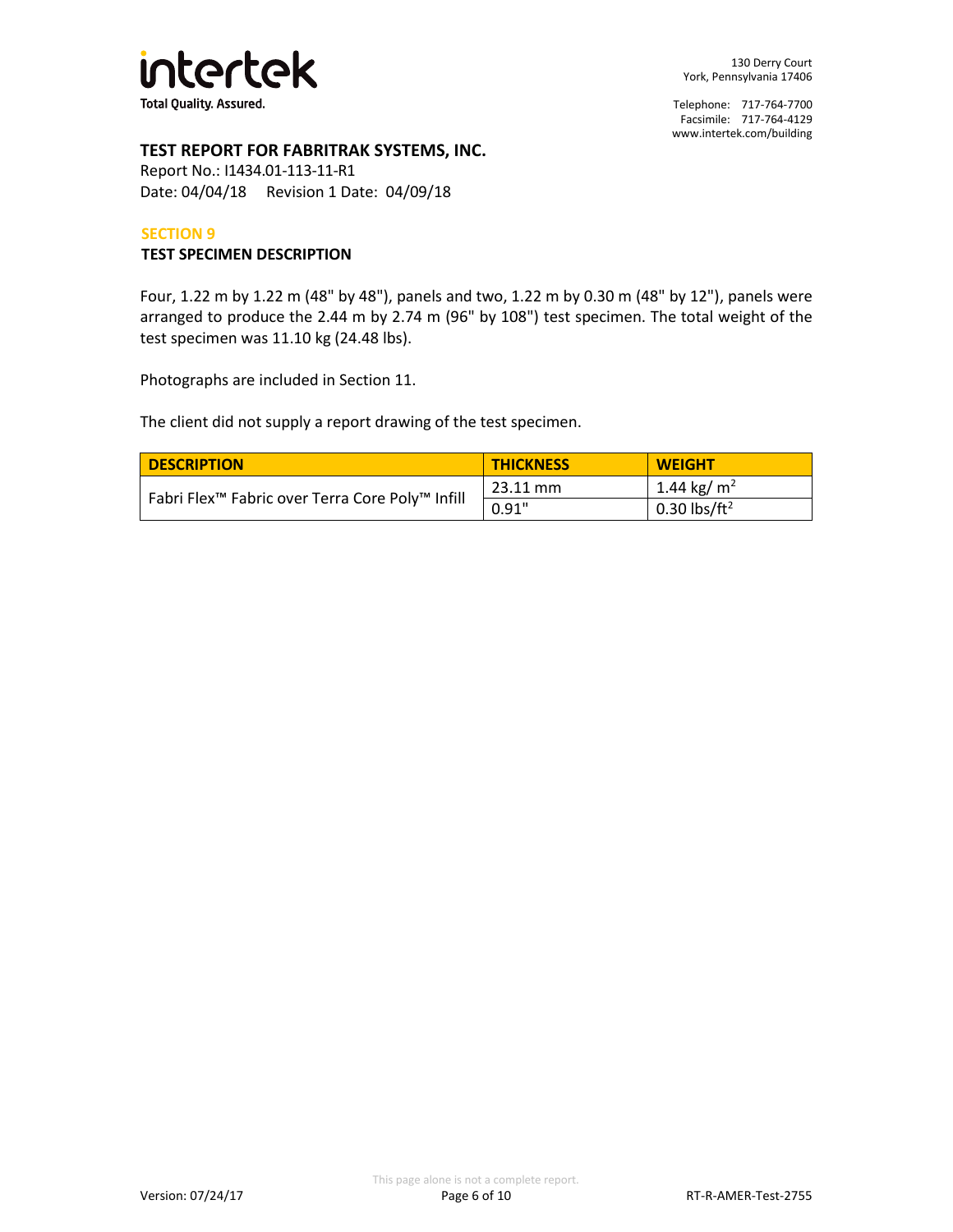## SECTION 9

### TEST SPECIMEN DESCRIPTION

Four, 1.22 m by 1.22 m (48" by 48"), panels and two, 1.22 m by 0.30 m (48" by 12"), panels were arranged to produce the 2.44 m by 2.74 m (96" by 108") test specimen. The total weight of the test specimen was 11.10 kg (24.48 lbs).

Photographs are included in Section 11.

The client did not supply a report drawing of the test specimen.

| DESCRIPTION | THICKNESS | WEIGHT |
|---|---|---|
| Fabri Flex™ Fabric over Terra Core Poly™ Infill | 23.11 mm | 1.44 kg/ $m^2$ |
| | 0.91" | 0.30 lbs/$ft^2$ |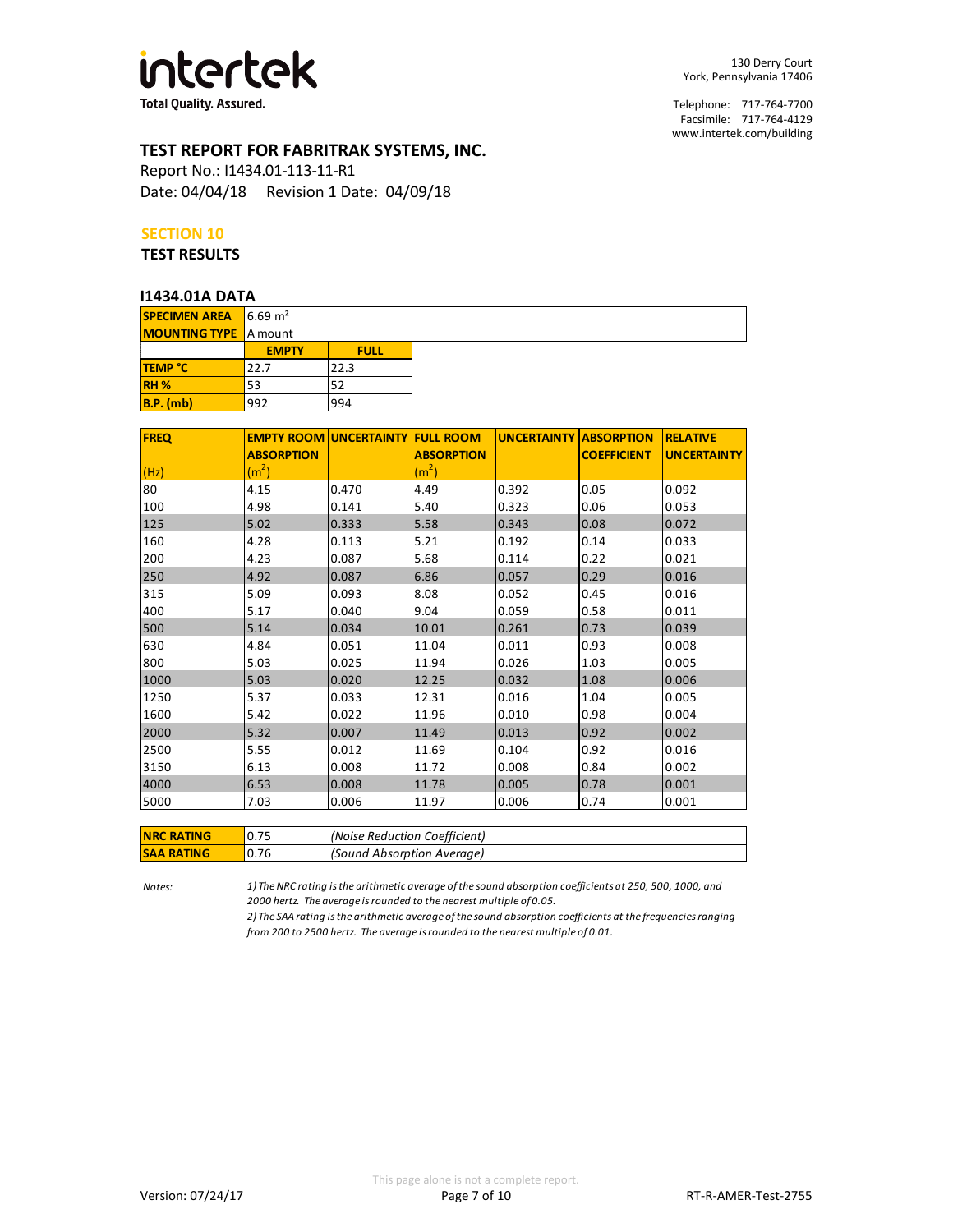## TEST REPORT FOR FABRITRAK SYSTEMS, INC.

Report No.: I1434.01-113-11-R1
Date: 04/04/18 Revision 1 Date: 04/09/18

## SECTION 10

### TEST RESULTS

#### I1434.01A DATA

| SPECIMEN AREA | 6.69 m² |
|---|---|
| MOUNTING TYPE | A mount |

| | EMPTY | FULL |
|---|---|---|
| TEMP °C | 22.7 | 22.3 |
| RH % | 53 | 52 |
| B.P. (mb) | 992 | 994 |

| FREQ (Hz) | EMPTY ROOM ABSORPTION ($m^2$) | UNCERTAINTY | FULL ROOM ABSORPTION ($m^2$) | UNCERTAINTY | ABSORPTION COEFFICIENT | RELATIVE UNCERTAINTY |
|---|---|---|---|---|---|---|
| 80 | 4.15 | 0.470 | 4.49 | 0.392 | 0.05 | 0.092 |
| 100 | 4.98 | 0.141 | 5.40 | 0.323 | 0.06 | 0.053 |
| 125 | 5.02 | 0.333 | 5.58 | 0.343 | 0.08 | 0.072 |
| 160 | 4.28 | 0.113 | 5.21 | 0.192 | 0.14 | 0.033 |
| 200 | 4.23 | 0.087 | 5.68 | 0.114 | 0.22 | 0.021 |
| 250 | 4.92 | 0.087 | 6.86 | 0.057 | 0.29 | 0.016 |
| 315 | 5.09 | 0.093 | 8.08 | 0.052 | 0.45 | 0.016 |
| 400 | 5.17 | 0.040 | 9.04 | 0.059 | 0.58 | 0.011 |
| 500 | 5.14 | 0.034 | 10.01 | 0.261 | 0.73 | 0.039 |
| 630 | 4.84 | 0.051 | 11.04 | 0.011 | 0.93 | 0.008 |
| 800 | 5.03 | 0.025 | 11.94 | 0.026 | 1.03 | 0.005 |
| 1000 | 5.03 | 0.020 | 12.25 | 0.032 | 1.08 | 0.006 |
| 1250 | 5.37 | 0.033 | 12.31 | 0.016 | 1.04 | 0.005 |
| 1600 | 5.42 | 0.022 | 11.96 | 0.010 | 0.98 | 0.004 |
| 2000 | 5.32 | 0.007 | 11.49 | 0.013 | 0.92 | 0.002 |
| 2500 | 5.55 | 0.012 | 11.69 | 0.104 | 0.92 | 0.016 |
| 3150 | 6.13 | 0.008 | 11.72 | 0.008 | 0.84 | 0.002 |
| 4000 | 6.53 | 0.008 | 11.78 | 0.005 | 0.78 | 0.001 |
| 5000 | 7.03 | 0.006 | 11.97 | 0.006 | 0.74 | 0.001 |

| NRC RATING | 0.75 | *(Noise Reduction Coefficient)* |
|---|---|---|
| SAA RATING | 0.76 | *(Sound Absorption Average)* |

*Notes:*

*1) The NRC rating is the arithmetic average of the sound absorption coefficients at 250, 500, 1000, and 2000 hertz. The average is rounded to the nearest multiple of 0.05.*

*2) The SAA rating is the arithmetic average of the sound absorption coefficients at the frequencies ranging from 200 to 2500 hertz. The average is rounded to the nearest multiple of 0.01.*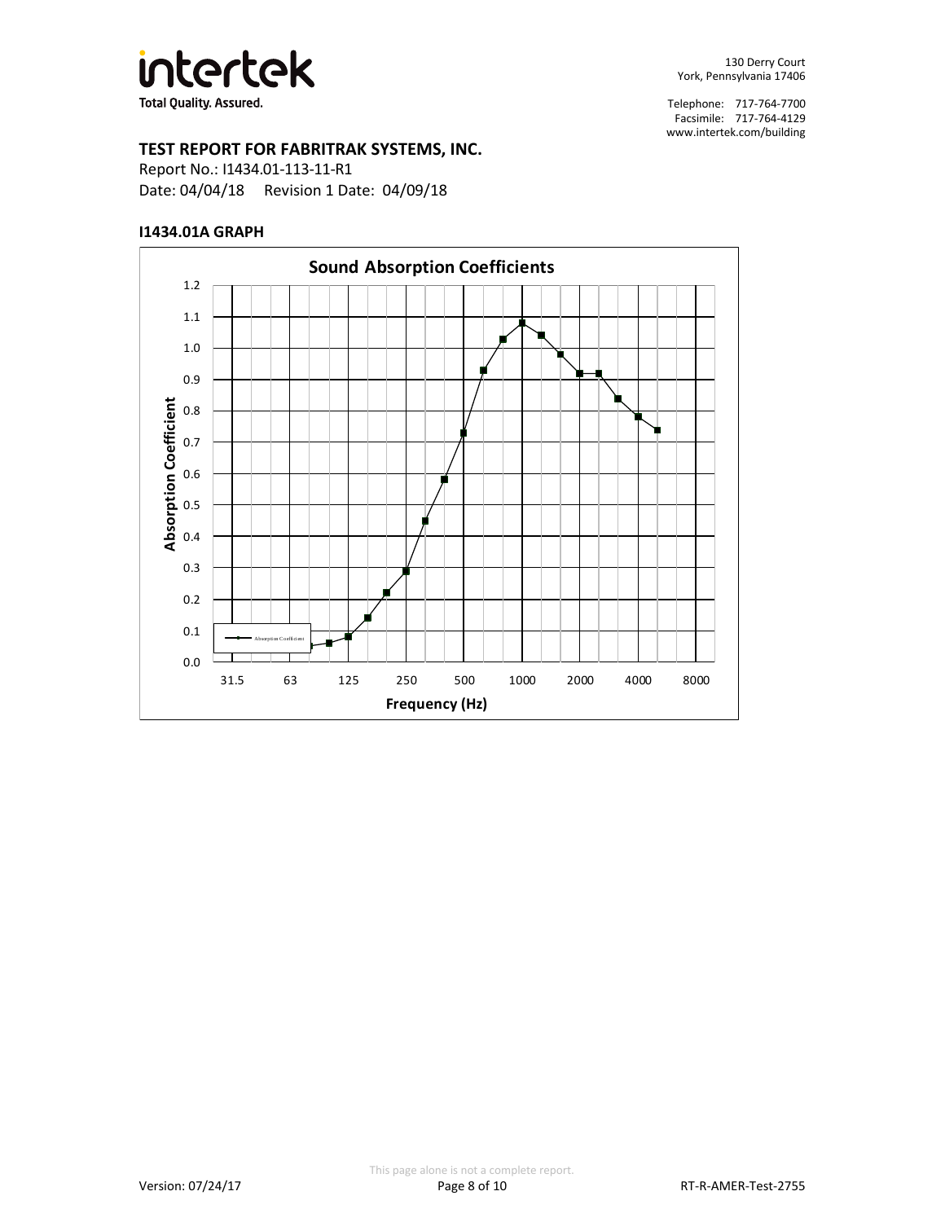# TEST REPORT FOR FABRITRAK SYSTEMS, INC.

Report No.: I1434.01-113-11-R1

Date: 04/04/18  Revision 1 Date: 04/09/18

## I1434.01A GRAPH

**Sound Absorption Coefficients**

Absorption Coefficient

Frequency (Hz)

1.2 1.1 1.0 0.9 0.8 0.7 0.6 0.5 0.4 0.3 0.2 0.1 0.0

31.5 63 125 250 500 1000 2000 4000 8000

Absorption Coefficient

This page alone is not a complete report.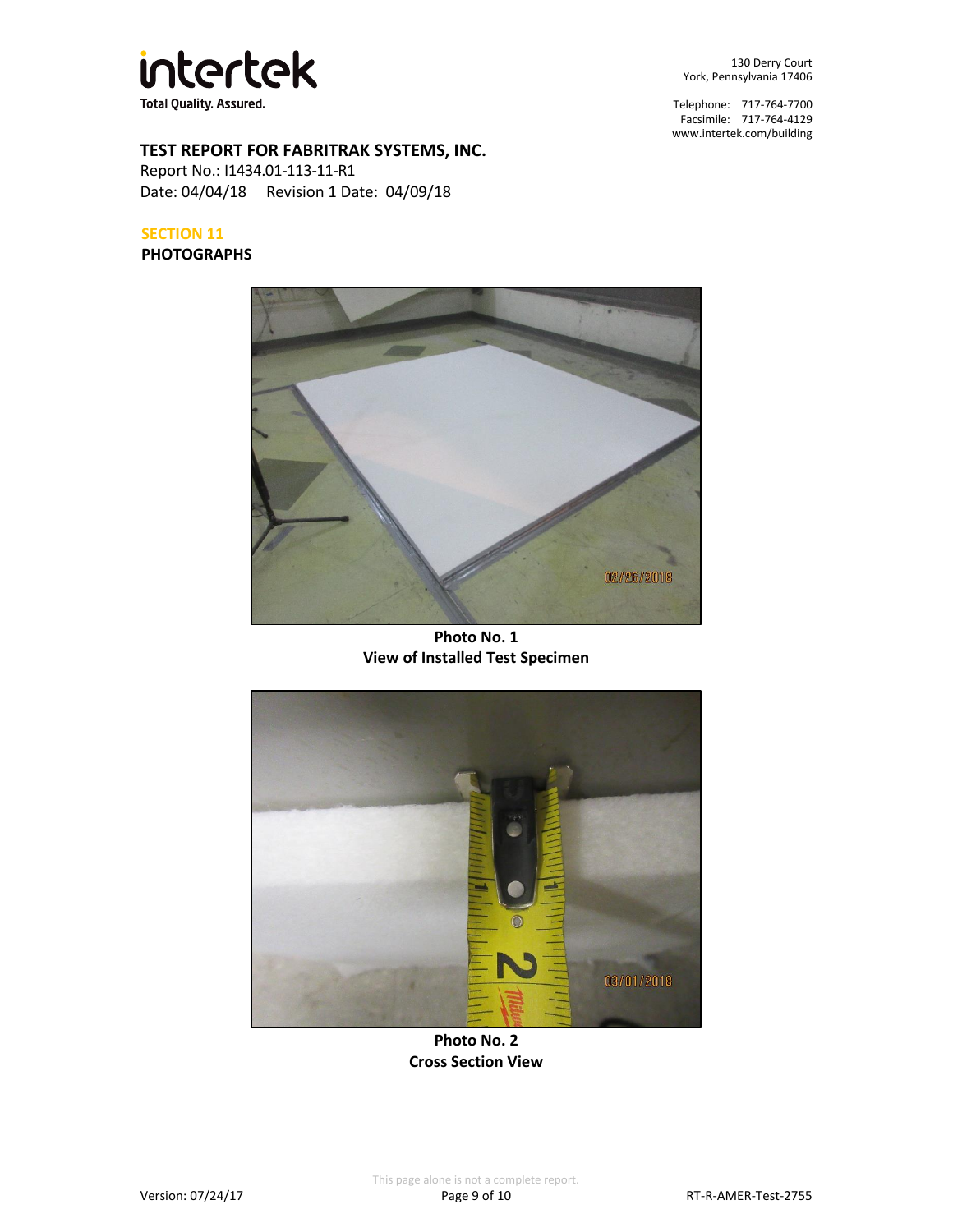**TEST REPORT FOR FABRITRAK SYSTEMS, INC.**
Report No.: I1434.01-113-11-R1
Date: 04/04/18    Revision 1 Date: 04/09/18

## SECTION 11
## PHOTOGRAPHS

**Photo No. 1**
**View of Installed Test Specimen**

**Photo No. 2**
**Cross Section View**

This page alone is not a complete report.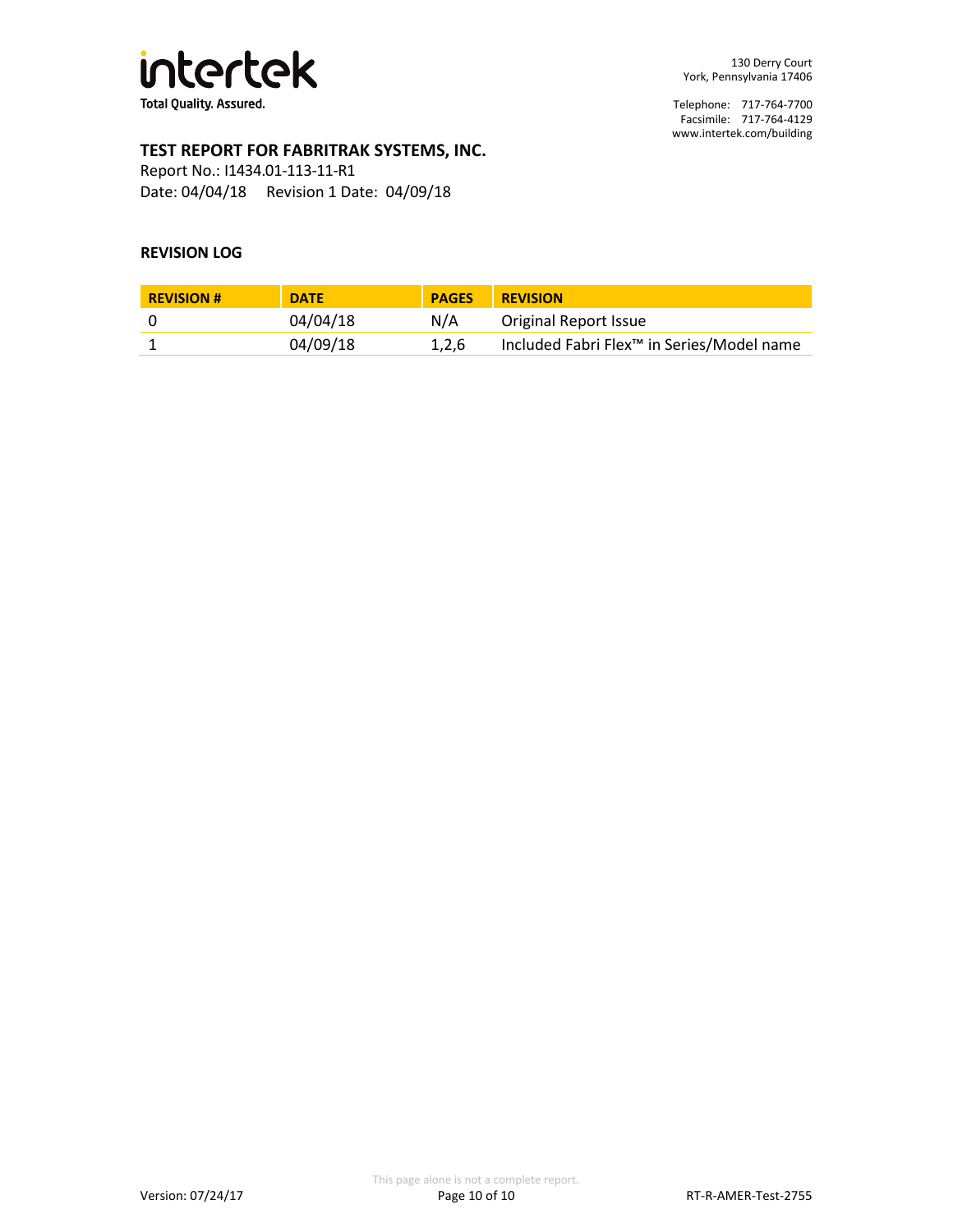## TEST REPORT FOR FABRITRAK SYSTEMS, INC.

Report No.: I1434.01-113-11-R1

Date: 04/04/18 Revision 1 Date: 04/09/18

### REVISION LOG

| REVISION # | DATE | PAGES | REVISION |
|---|---|---|---|
| 0 | 04/04/18 | N/A | Original Report Issue |
| 1 | 04/09/18 | 1,2,6 | Included Fabri Flex™ in Series/Model name |

This page alone is not a complete report.